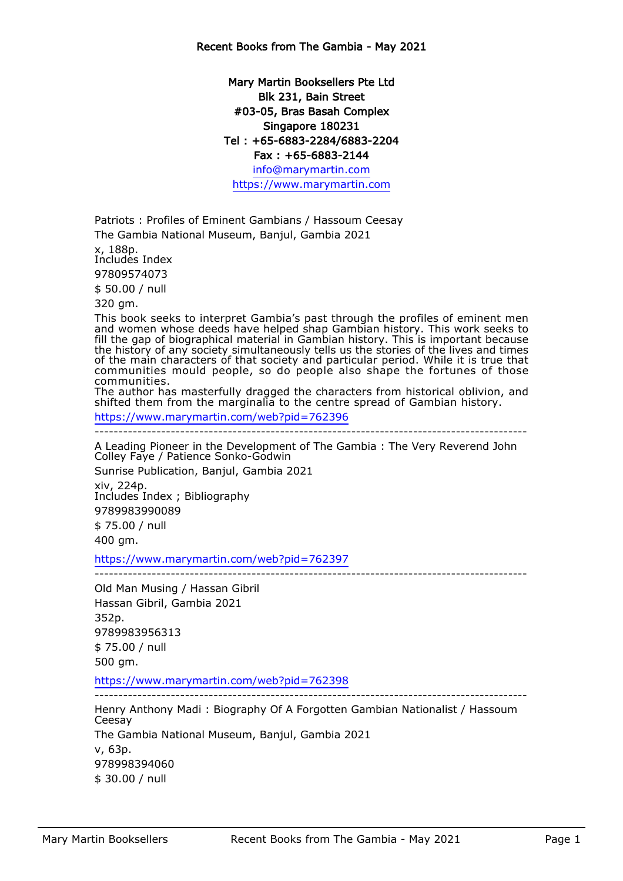# Recent Books from The Gambia - May 2021

**Mary Martin Booksellers Pte Ltd**
**Blk 231, Bain Street**
**#03-05, Bras Basah Complex**
**Singapore 180231**
**Tel : +65-6883-2284/6883-2204**
**Fax : +65-6883-2144**
info@marymartin.com
https://www.marymartin.com

Patriots : Profiles of Eminent Gambians / Hassoum Ceesay

The Gambia National Museum, Banjul, Gambia 2021

x, 188p.
Includes Index

97809574073

$ 50.00 / null

320 gm.

This book seeks to interpret Gambia's past through the profiles of eminent men and women whose deeds have helped shap Gambian history. This work seeks to fill the gap of biographical material in Gambian history. This is important because the history of any society simultaneously tells us the stories of the lives and times of the main characters of that society and particular period. While it is true that communities mould people, so do people also shape the fortunes of those communities.
The author has masterfully dragged the characters from historical oblivion, and shifted them from the marginalia to the centre spread of Gambian history.

https://www.marymartin.com/web?pid=762396

---

A Leading Pioneer in the Development of The Gambia : The Very Reverend John Colley Faye / Patience Sonko-Godwin

Sunrise Publication, Banjul, Gambia 2021

xiv, 224p.
Includes Index ; Bibliography

9789983990089

$ 75.00 / null

400 gm.

https://www.marymartin.com/web?pid=762397

---

Old Man Musing / Hassan Gibril

Hassan Gibril, Gambia 2021

352p.

9789983956313

$ 75.00 / null

500 gm.

https://www.marymartin.com/web?pid=762398

---

Henry Anthony Madi : Biography Of A Forgotten Gambian Nationalist / Hassoum Ceesay

The Gambia National Museum, Banjul, Gambia 2021

v, 63p.

978998394060

$ 30.00 / null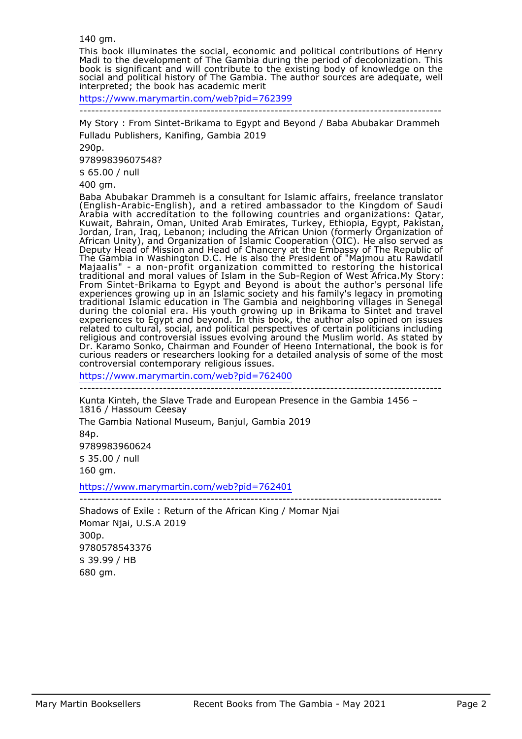140 gm.

This book illuminates the social, economic and political contributions of Henry Madi to the development of The Gambia during the period of decolonization. This book is significant and will contribute to the existing body of knowledge on the social and political history of The Gambia. The author sources are adequate, well interpreted; the book has academic merit

https://www.marymartin.com/web?pid=762399

---

My Story : From Sintet-Brikama to Egypt and Beyond / Baba Abubakar Drammeh

Fulladu Publishers, Kanifing, Gambia 2019

290p.

97899839607548?

$ 65.00 / null

400 gm.

Baba Abubakar Drammeh is a consultant for Islamic affairs, freelance translator (English-Arabic-English), and a retired ambassador to the Kingdom of Saudi Arabia with accreditation to the following countries and organizations: Qatar, Kuwait, Bahrain, Oman, United Arab Emirates, Turkey, Ethiopia, Egypt, Pakistan, Jordan, Iran, Iraq, Lebanon; including the African Union (formerly Organization of African Unity), and Organization of Islamic Cooperation (OIC). He also served as Deputy Head of Mission and Head of Chancery at the Embassy of The Republic of The Gambia in Washington D.C. He is also the President of "Majmou atu Rawdatil Majaalis" - a non-profit organization committed to restoring the historical traditional and moral values of Islam in the Sub-Region of West Africa.My Story: From Sintet-Brikama to Egypt and Beyond is about the author's personal life experiences growing up in an Islamic society and his family's legacy in promoting traditional Islamic education in The Gambia and neighboring villages in Senegal during the colonial era. His youth growing up in Brikama to Sintet and travel experiences to Egypt and beyond. In this book, the author also opined on issues related to cultural, social, and political perspectives of certain politicians including religious and controversial issues evolving around the Muslim world. As stated by Dr. Karamo Sonko, Chairman and Founder of Heeno International, the book is for curious readers or researchers looking for a detailed analysis of some of the most controversial contemporary religious issues.

https://www.marymartin.com/web?pid=762400

---

Kunta Kinteh, the Slave Trade and European Presence in the Gambia 1456 – 1816 / Hassoum Ceesay

The Gambia National Museum, Banjul, Gambia 2019

84p.

9789983960624

$ 35.00 / null

160 gm.

https://www.marymartin.com/web?pid=762401

---

Shadows of Exile : Return of the African King / Momar Njai

Momar Njai, U.S.A 2019

300p.

9780578543376

$ 39.99 / HB

680 gm.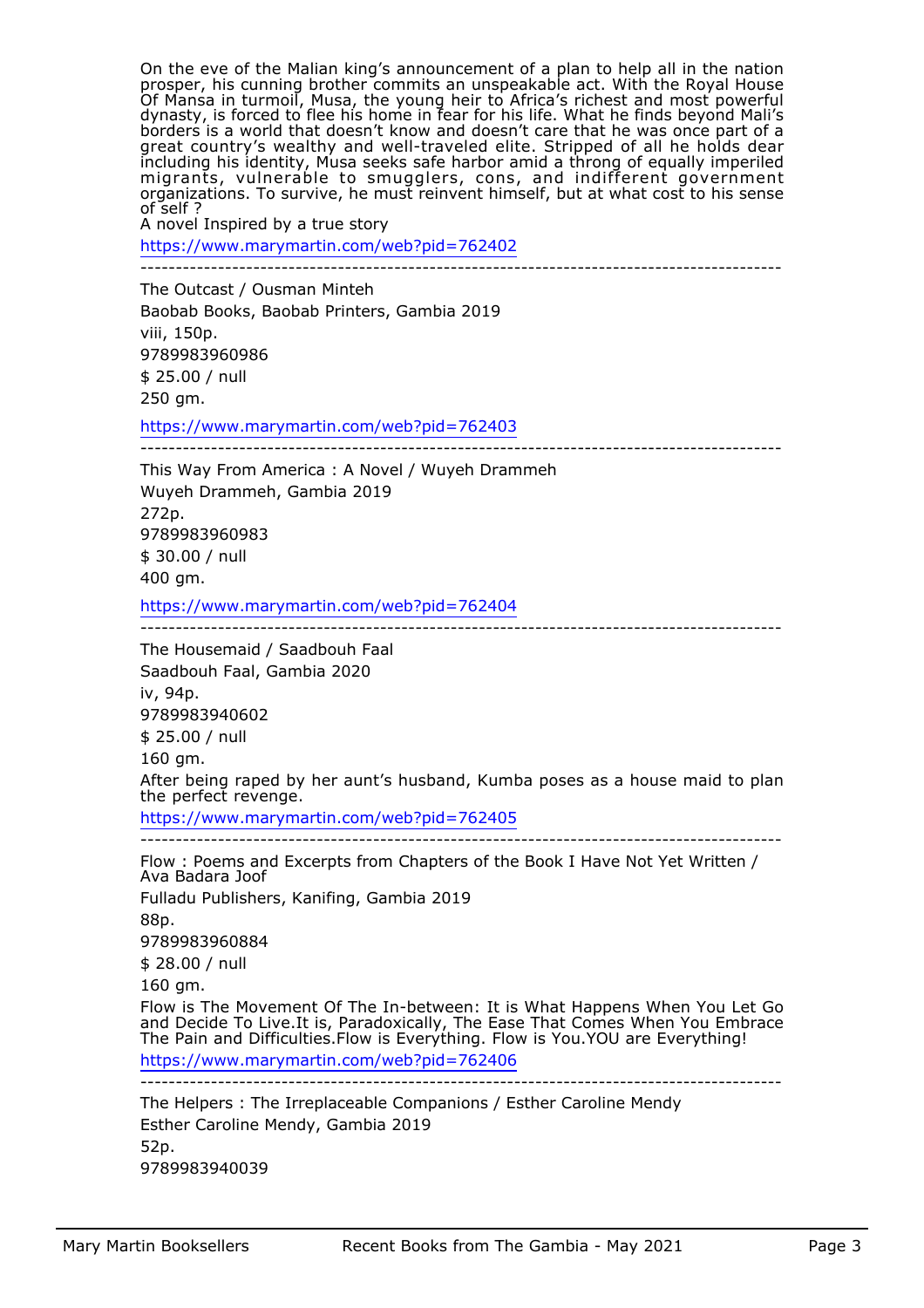On the eve of the Malian king's announcement of a plan to help all in the nation prosper, his cunning brother commits an unspeakable act. With the Royal House Of Mansa in turmoil, Musa, the young heir to Africa's richest and most powerful dynasty, is forced to flee his home in fear for his life. What he finds beyond Mali's borders is a world that doesn't know and doesn't care that he was once part of a great country's wealthy and well-traveled elite. Stripped of all he holds dear including his identity, Musa seeks safe harbor amid a throng of equally imperiled migrants, vulnerable to smugglers, cons, and indifferent government organizations. To survive, he must reinvent himself, but at what cost to his sense of self ?

A novel Inspired by a true story

https://www.marymartin.com/web?pid=762402

---

The Outcast / Ousman Minteh

Baobab Books, Baobab Printers, Gambia 2019

viii, 150p.

9789983960986

$ 25.00 / null

250 gm.

https://www.marymartin.com/web?pid=762403

---

This Way From America : A Novel / Wuyeh Drammeh

Wuyeh Drammeh, Gambia 2019

272p.

9789983960983

$ 30.00 / null

400 gm.

https://www.marymartin.com/web?pid=762404

---

The Housemaid / Saadbouh Faal

Saadbouh Faal, Gambia 2020

iv, 94p.

9789983940602

$ 25.00 / null

160 gm.

After being raped by her aunt's husband, Kumba poses as a house maid to plan the perfect revenge.

https://www.marymartin.com/web?pid=762405

---

Flow : Poems and Excerpts from Chapters of the Book I Have Not Yet Written / Ava Badara Joof

Fulladu Publishers, Kanifing, Gambia 2019

88p.

9789983960884

$ 28.00 / null

160 gm.

Flow is The Movement Of The In-between: It is What Happens When You Let Go and Decide To Live.It is, Paradoxically, The Ease That Comes When You Embrace The Pain and Difficulties.Flow is Everything. Flow is You.YOU are Everything!

https://www.marymartin.com/web?pid=762406

---

The Helpers : The Irreplaceable Companions / Esther Caroline Mendy

Esther Caroline Mendy, Gambia 2019

52p.

9789983940039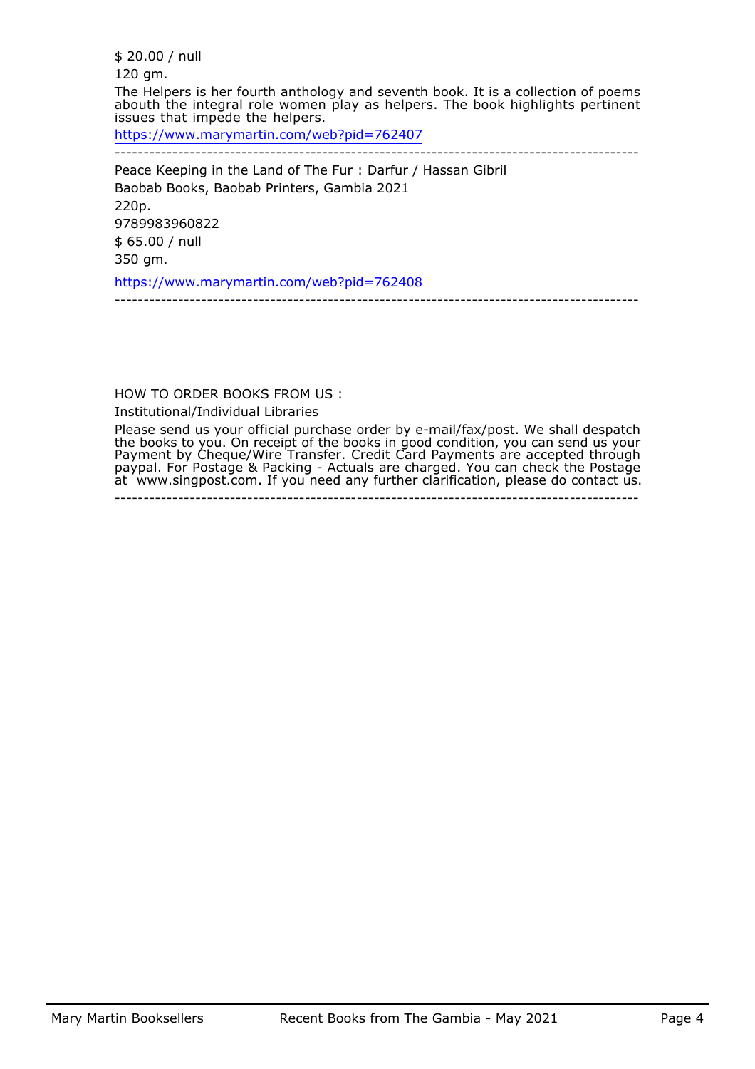$ 20.00 / null

120 gm.

The Helpers is her fourth anthology and seventh book. It is a collection of poems abouth the integral role women play as helpers. The book highlights pertinent issues that impede the helpers.

https://www.marymartin.com/web?pid=762407

-----------------------------------------------------------------------------------------

Peace Keeping in the Land of The Fur : Darfur / Hassan Gibril

Baobab Books, Baobab Printers, Gambia 2021

220p.

9789983960822

$ 65.00 / null

350 gm.

https://www.marymartin.com/web?pid=762408

-----------------------------------------------------------------------------------------

HOW TO ORDER BOOKS FROM US :

Institutional/Individual Libraries

Please send us your official purchase order by e-mail/fax/post. We shall despatch the books to you. On receipt of the books in good condition, you can send us your Payment by Cheque/Wire Transfer. Credit Card Payments are accepted through paypal. For Postage & Packing - Actuals are charged. You can check the Postage at www.singpost.com. If you need any further clarification, please do contact us.

-----------------------------------------------------------------------------------------